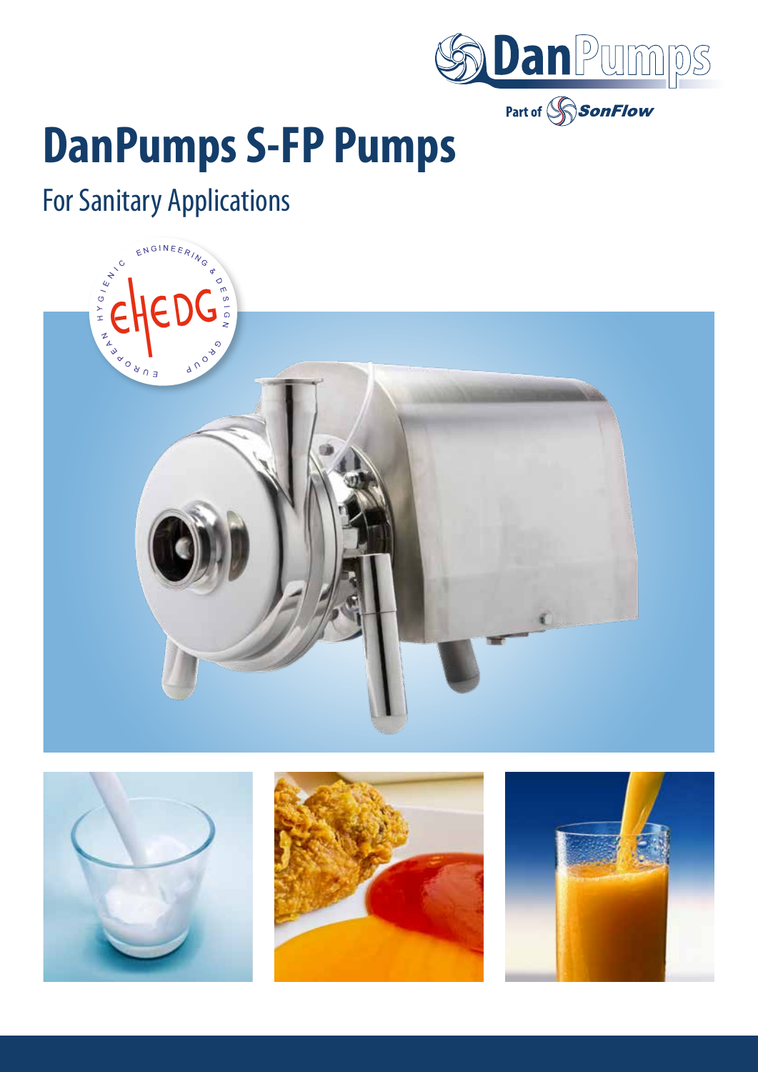# DanPumps S-FP Pumps

## For Sanitary Applications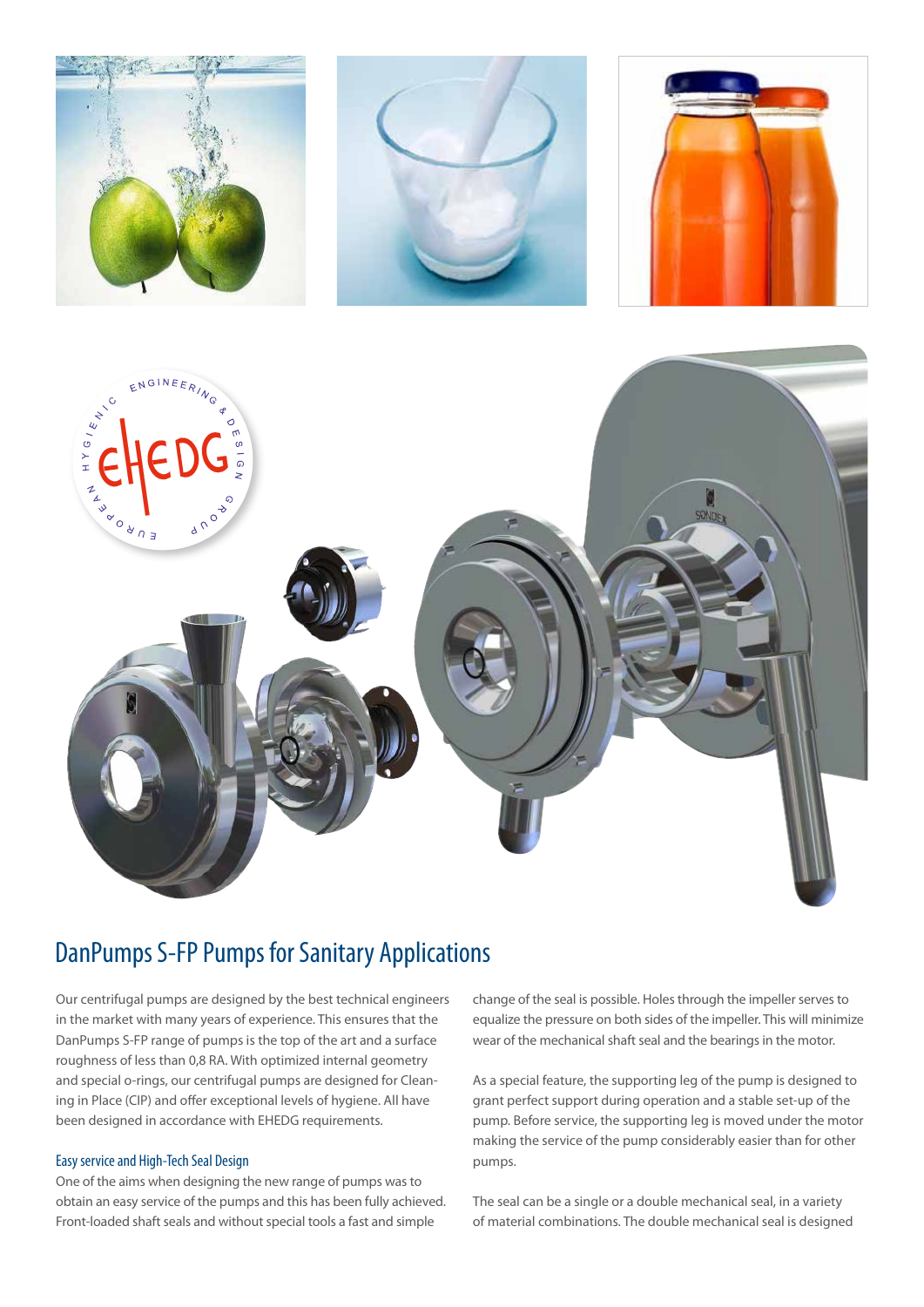## DanPumps S-FP Pumps for Sanitary Applications

Our centrifugal pumps are designed by the best technical engineers in the market with many years of experience. This ensures that the DanPumps S-FP range of pumps is the top of the art and a surface roughness of less than 0,8 RA. With optimized internal geometry and special o-rings, our centrifugal pumps are designed for Cleaning in Place (CIP) and offer exceptional levels of hygiene. All have been designed in accordance with EHEDG requirements.

### Easy service and High-Tech Seal Design

One of the aims when designing the new range of pumps was to obtain an easy service of the pumps and this has been fully achieved. Front-loaded shaft seals and without special tools a fast and simple change of the seal is possible. Holes through the impeller serves to equalize the pressure on both sides of the impeller. This will minimize wear of the mechanical shaft seal and the bearings in the motor.

As a special feature, the supporting leg of the pump is designed to grant perfect support during operation and a stable set-up of the pump. Before service, the supporting leg is moved under the motor making the service of the pump considerably easier than for other pumps.

The seal can be a single or a double mechanical seal, in a variety of material combinations. The double mechanical seal is designed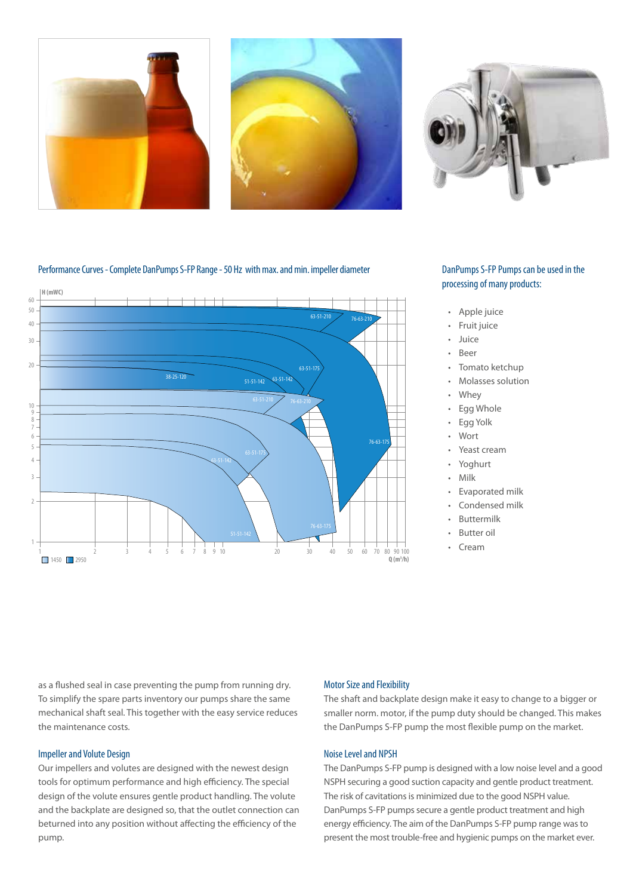### Performance Curves - Complete DanPumps S-FP Range - 50 Hz with max. and min. impeller diameter

### DanPumps S-FP Pumps can be used in the processing of many products:

- Apple juice
- Fruit juice
- Juice
- Beer
- Tomato ketchup
- Molasses solution
- Whey
- Egg Whole
- Egg Yolk
- Wort
- Yeast cream
- Yoghurt
- Milk
- Evaporated milk
- Condensed milk
- Buttermilk
- Butter oil
- Cream

as a flushed seal in case preventing the pump from running dry. To simplify the spare parts inventory our pumps share the same mechanical shaft seal. This together with the easy service reduces the maintenance costs.

### Impeller and Volute Design

Our impellers and volutes are designed with the newest design tools for optimum performance and high efficiency. The special design of the volute ensures gentle product handling. The volute and the backplate are designed so, that the outlet connection can beturned into any position without affecting the efficiency of the pump.

### Motor Size and Flexibility

The shaft and backplate design make it easy to change to a bigger or smaller norm. motor, if the pump duty should be changed. This makes the DanPumps S-FP pump the most flexible pump on the market.

### Noise Level and NPSH

The DanPumps S-FP pump is designed with a low noise level and a good NSPH securing a good suction capacity and gentle product treatment. The risk of cavitations is minimized due to the good NSPH value. DanPumps S-FP pumps secure a gentle product treatment and high energy efficiency. The aim of the DanPumps S-FP pump range was to present the most trouble-free and hygienic pumps on the market ever.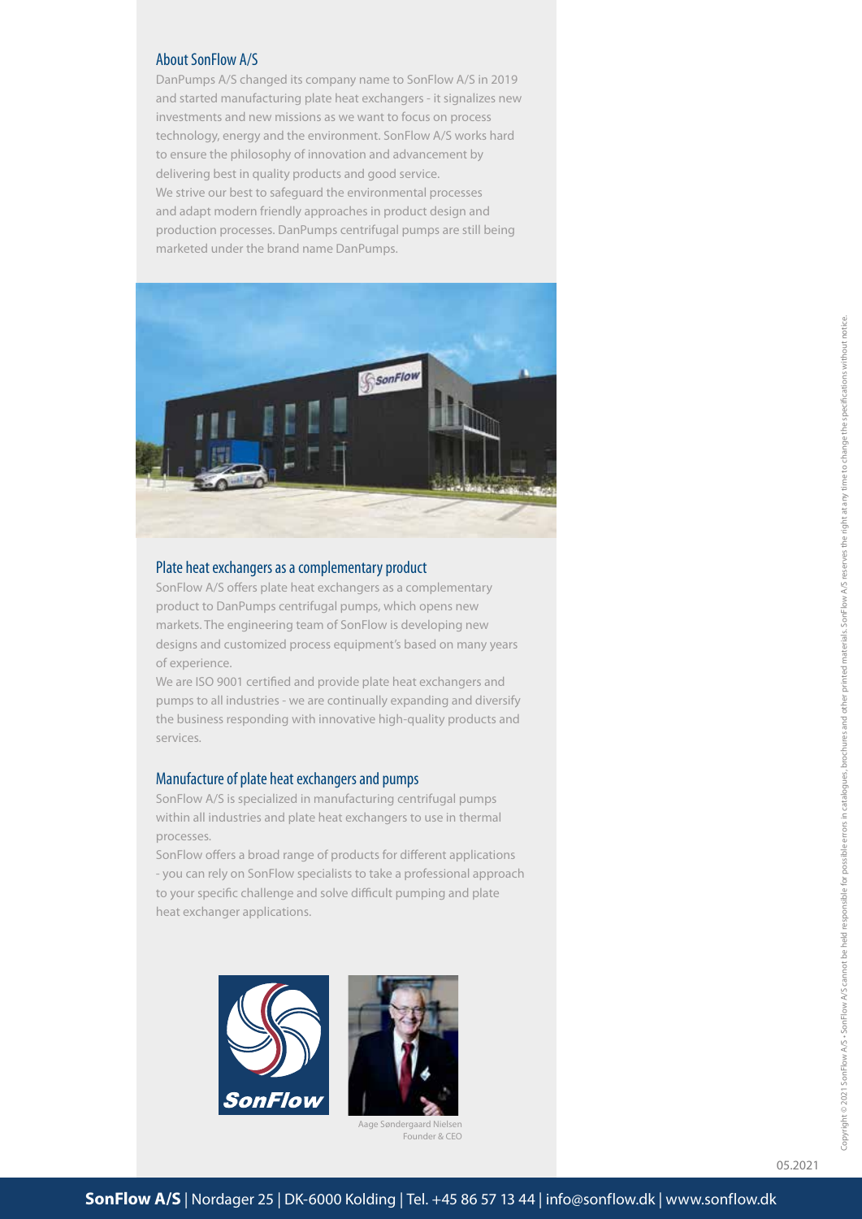## About SonFlow A/S

DanPumps A/S changed its company name to SonFlow A/S in 2019 and started manufacturing plate heat exchangers - it signalizes new investments and new missions as we want to focus on process technology, energy and the environment. SonFlow A/S works hard to ensure the philosophy of innovation and advancement by delivering best in quality products and good service.
We strive our best to safeguard the environmental processes and adapt modern friendly approaches in product design and production processes. DanPumps centrifugal pumps are still being marketed under the brand name DanPumps.

## Plate heat exchangers as a complementary product

SonFlow A/S offers plate heat exchangers as a complementary product to DanPumps centrifugal pumps, which opens new markets. The engineering team of SonFlow is developing new designs and customized process equipment's based on many years of experience.
We are ISO 9001 certified and provide plate heat exchangers and pumps to all industries - we are continually expanding and diversify the business responding with innovative high-quality products and services.

## Manufacture of plate heat exchangers and pumps

SonFlow A/S is specialized in manufacturing centrifugal pumps within all industries and plate heat exchangers to use in thermal processes.
SonFlow offers a broad range of products for different applications - you can rely on SonFlow specialists to take a professional approach to your specific challenge and solve difficult pumping and plate heat exchanger applications.

Aage Søndergaard Nielsen
Founder & CEO

Copyright © 2021 SonFlow A/S • SonFlow A/S cannot be held responsible for possible errors in catalogues, brochures and other printed materials. SonFlow A/S reserves the right at any time to change the specifications without notice.

05.2021

**SonFlow A/S** | Nordager 25 | DK-6000 Kolding | Tel. +45 86 57 13 44 | info@sonflow.dk | www.sonflow.dk